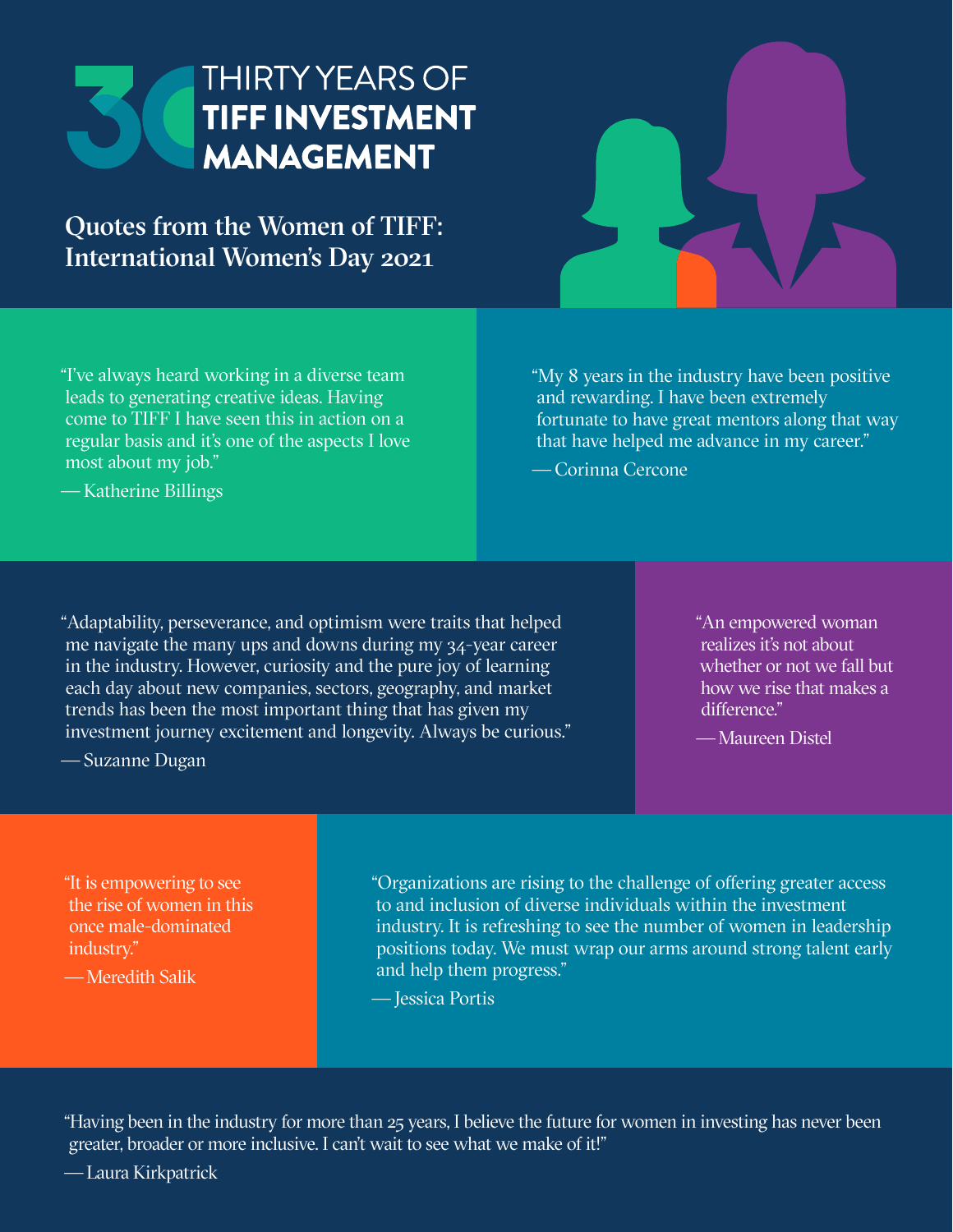# THIRTY YEARS OF TIFF INVESTMENT MANAGEMENT

## Quotes from the Women of TIFF: International Women's Day 2021

"I've always heard working in a diverse team leads to generating creative ideas. Having come to TIFF I have seen this in action on a regular basis and it's one of the aspects I love most about my job."

— Katherine Billings

"My 8 years in the industry have been positive and rewarding. I have been extremely fortunate to have great mentors along that way that have helped me advance in my career."

— Corinna Cercone

"Adaptability, perseverance, and optimism were traits that helped me navigate the many ups and downs during my 34-year career in the industry. However, curiosity and the pure joy of learning each day about new companies, sectors, geography, and market trends has been the most important thing that has given my investment journey excitement and longevity. Always be curious."

— Suzanne Dugan

"An empowered woman realizes it's not about whether or not we fall but how we rise that makes a difference."

— Maureen Distel

"It is empowering to see the rise of women in this once male-dominated industry."

— Meredith Salik

"Organizations are rising to the challenge of offering greater access to and inclusion of diverse individuals within the investment industry. It is refreshing to see the number of women in leadership positions today. We must wrap our arms around strong talent early and help them progress."

— Jessica Portis

"Having been in the industry for more than 25 years, I believe the future for women in investing has never been greater, broader or more inclusive. I can't wait to see what we make of it!"

— Laura Kirkpatrick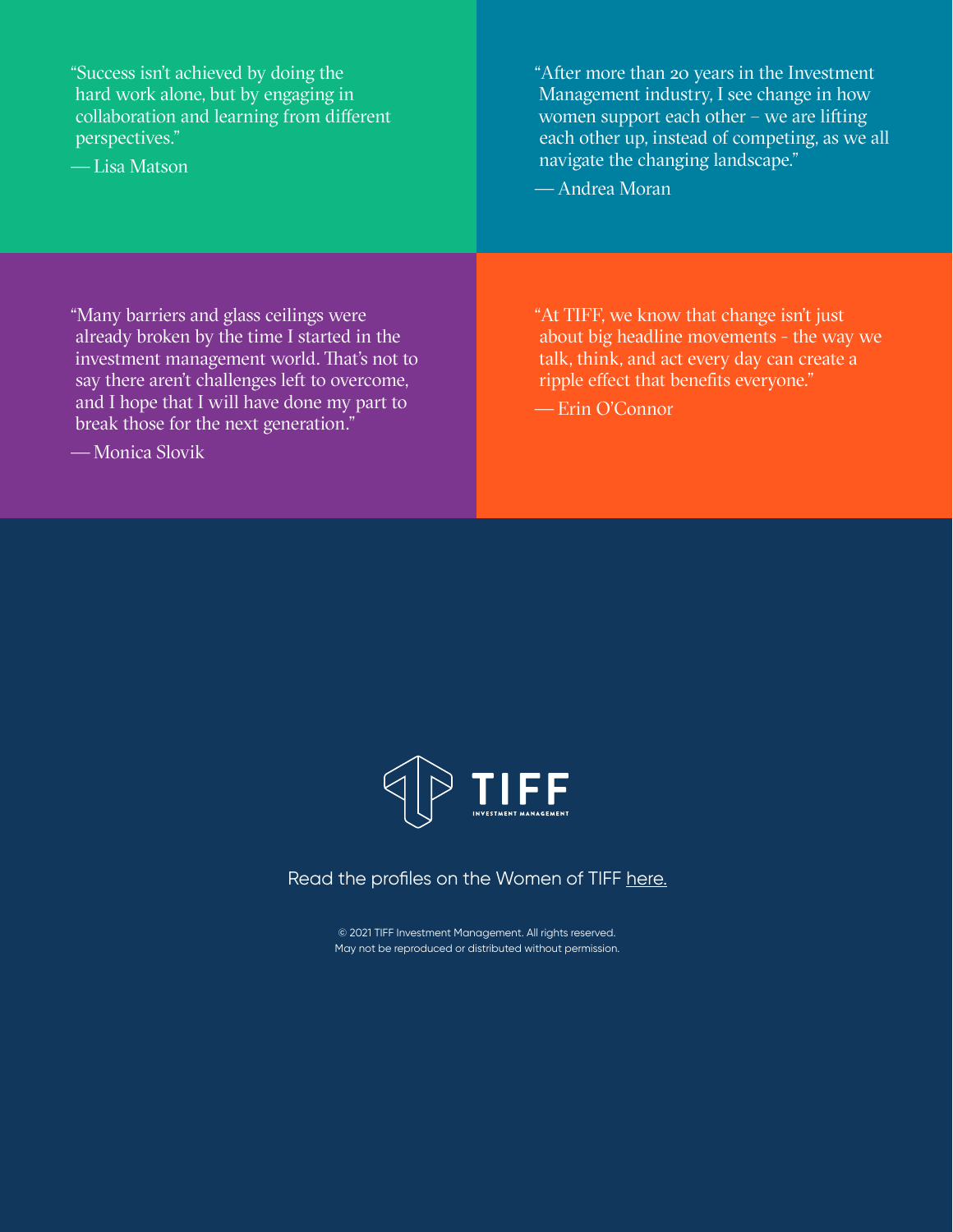"Success isn't achieved by doing the hard work alone, but by engaging in collaboration and learning from different perspectives."

— Lisa Matson

"After more than 20 years in the Investment Management industry, I see change in how women support each other – we are lifting each other up, instead of competing, as we all navigate the changing landscape."

— Andrea Moran

"Many barriers and glass ceilings were already broken by the time I started in the investment management world. That's not to say there aren't challenges left to overcome, and I hope that I will have done my part to break those for the next generation."

— Monica Slovik

"At TIFF, we know that change isn't just about big headline movements - the way we talk, think, and act every day can create a ripple effect that benefits everyone."

— Erin O'Connor

TIFF
INVESTMENT MANAGEMENT

Read the profiles on the Women of TIFF here.

© 2021 TIFF Investment Management. All rights reserved.
May not be reproduced or distributed without permission.